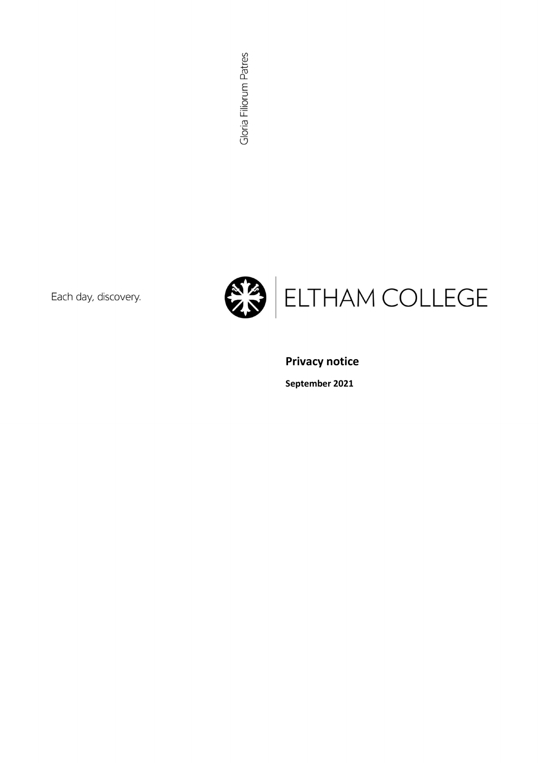Gloria Filiorum Patres

Each day, discovery.

ELTHAM COLLEGE

# Privacy notice

**September 2021**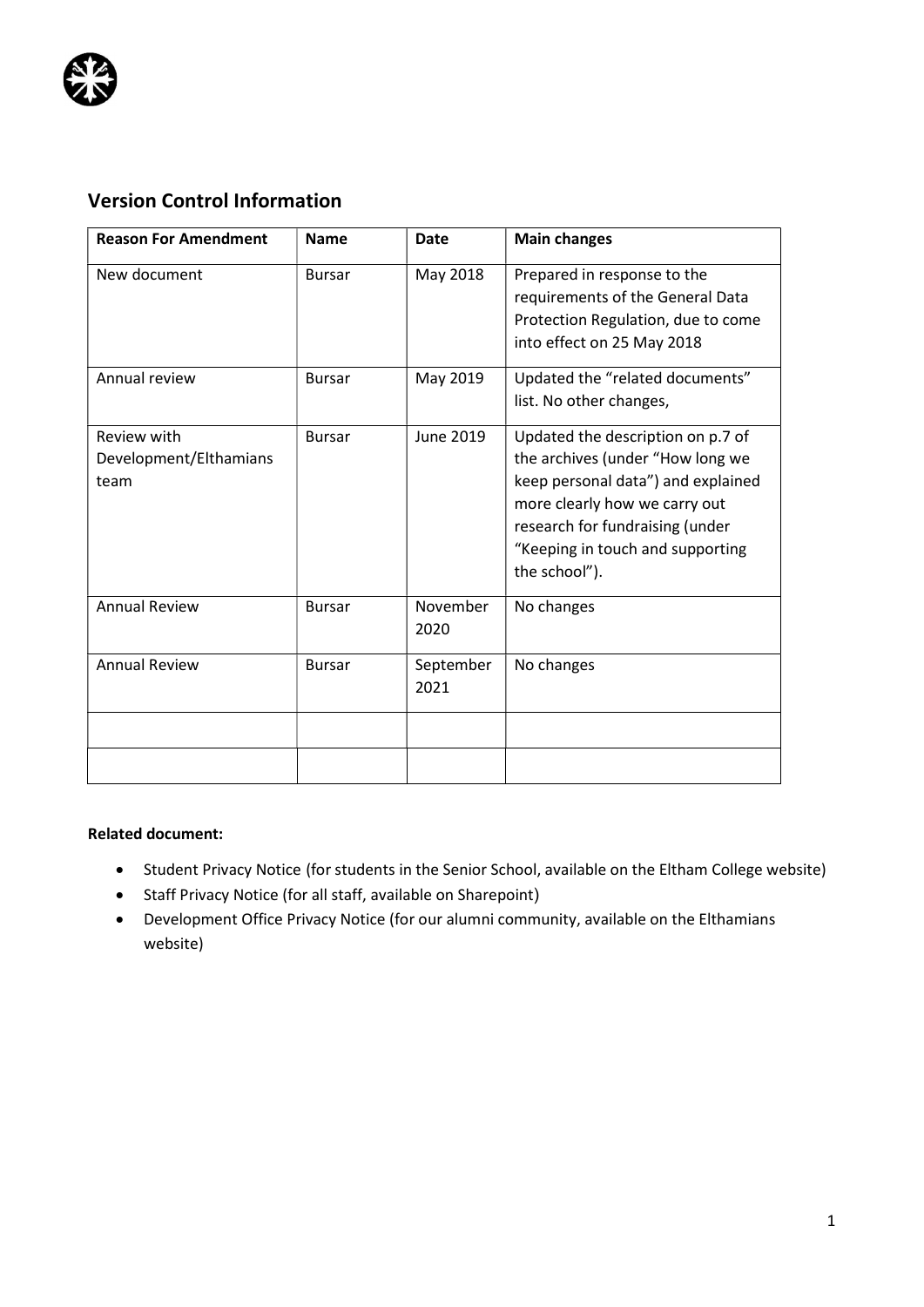## Version Control Information

| Reason For Amendment | Name | Date | Main changes |
|---|---|---|---|
| New document | Bursar | May 2018 | Prepared in response to the requirements of the General Data Protection Regulation, due to come into effect on 25 May 2018 |
| Annual review | Bursar | May 2019 | Updated the "related documents" list. No other changes, |
| Review with Development/Elthamians team | Bursar | June 2019 | Updated the description on p.7 of the archives (under "How long we keep personal data") and explained more clearly how we carry out research for fundraising (under "Keeping in touch and supporting the school"). |
| Annual Review | Bursar | November 2020 | No changes |
| Annual Review | Bursar | September 2021 | No changes |
| | | | |
| | | | |

**Related document:**

- Student Privacy Notice (for students in the Senior School, available on the Eltham College website)
- Staff Privacy Notice (for all staff, available on Sharepoint)
- Development Office Privacy Notice (for our alumni community, available on the Elthamians website)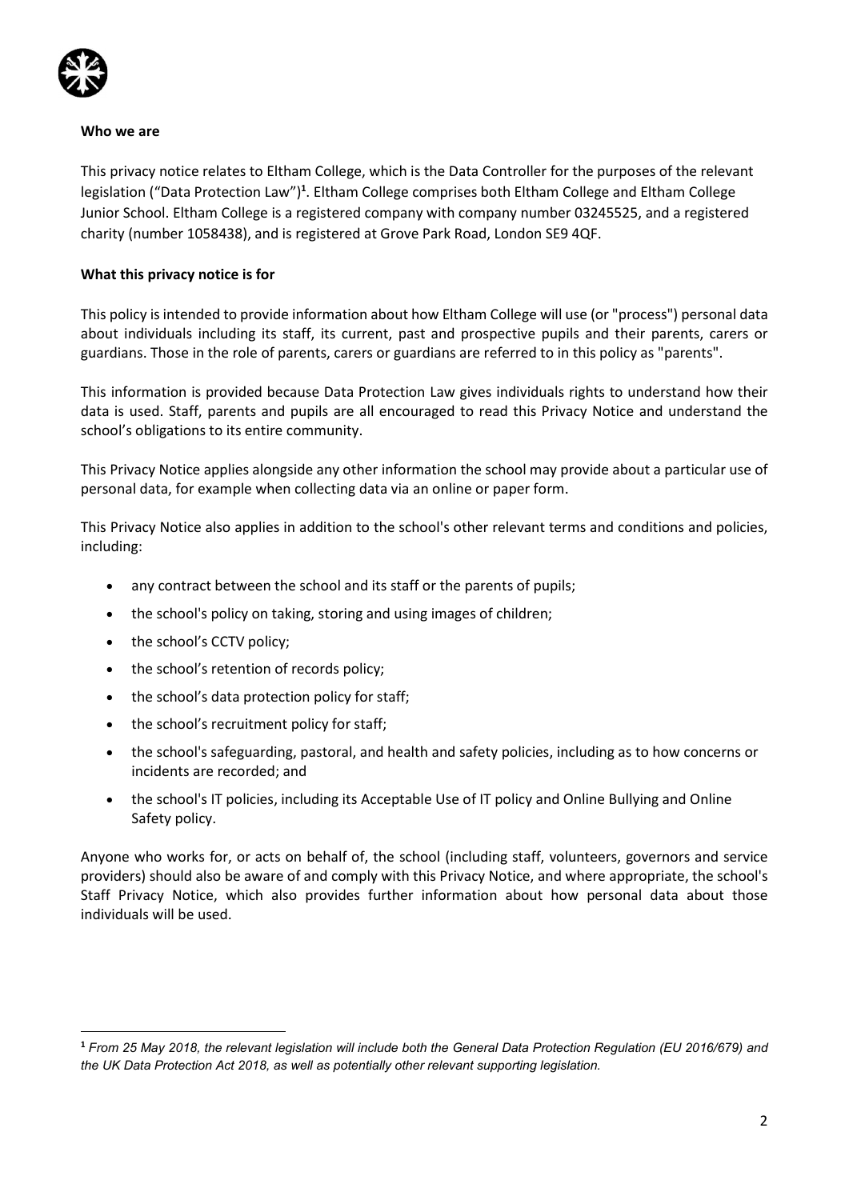## Who we are

This privacy notice relates to Eltham College, which is the Data Controller for the purposes of the relevant legislation ("Data Protection Law")[1]. Eltham College comprises both Eltham College and Eltham College Junior School. Eltham College is a registered company with company number 03245525, and a registered charity (number 1058438), and is registered at Grove Park Road, London SE9 4QF.

## What this privacy notice is for

This policy is intended to provide information about how Eltham College will use (or "process") personal data about individuals including its staff, its current, past and prospective pupils and their parents, carers or guardians. Those in the role of parents, carers or guardians are referred to in this policy as "parents".

This information is provided because Data Protection Law gives individuals rights to understand how their data is used. Staff, parents and pupils are all encouraged to read this Privacy Notice and understand the school's obligations to its entire community.

This Privacy Notice applies alongside any other information the school may provide about a particular use of personal data, for example when collecting data via an online or paper form.

This Privacy Notice also applies in addition to the school's other relevant terms and conditions and policies, including:

- any contract between the school and its staff or the parents of pupils;
- the school's policy on taking, storing and using images of children;
- the school's CCTV policy;
- the school's retention of records policy;
- the school's data protection policy for staff;
- the school's recruitment policy for staff;
- the school's safeguarding, pastoral, and health and safety policies, including as to how concerns or incidents are recorded; and
- the school's IT policies, including its Acceptable Use of IT policy and Online Bullying and Online Safety policy.

Anyone who works for, or acts on behalf of, the school (including staff, volunteers, governors and service providers) should also be aware of and comply with this Privacy Notice, and where appropriate, the school's Staff Privacy Notice, which also provides further information about how personal data about those individuals will be used.

---

[1] *From 25 May 2018, the relevant legislation will include both the General Data Protection Regulation (EU 2016/679) and the UK Data Protection Act 2018, as well as potentially other relevant supporting legislation.*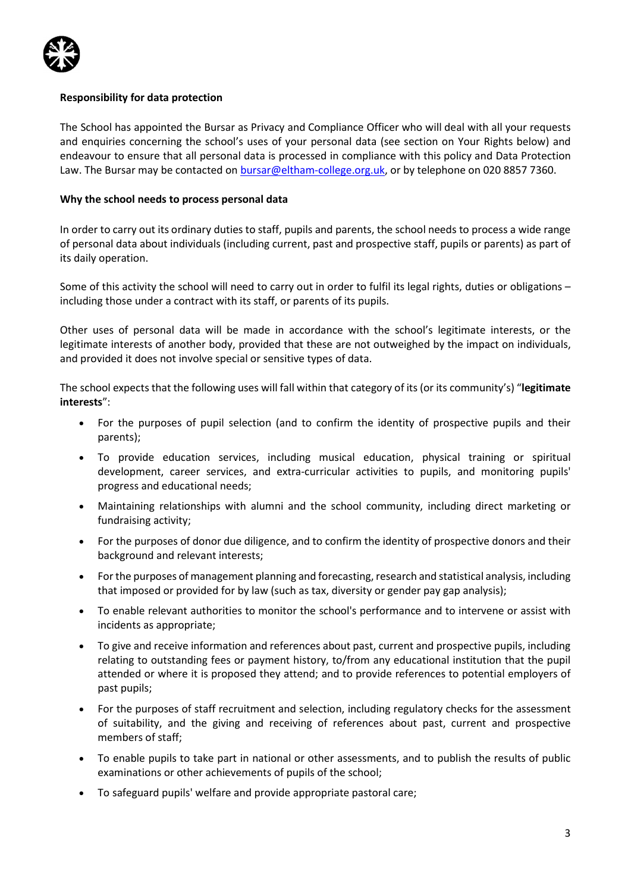**Responsibility for data protection**

The School has appointed the Bursar as Privacy and Compliance Officer who will deal with all your requests and enquiries concerning the school's uses of your personal data (see section on Your Rights below) and endeavour to ensure that all personal data is processed in compliance with this policy and Data Protection Law. The Bursar may be contacted on bursar@eltham-college.org.uk, or by telephone on 020 8857 7360.

**Why the school needs to process personal data**

In order to carry out its ordinary duties to staff, pupils and parents, the school needs to process a wide range of personal data about individuals (including current, past and prospective staff, pupils or parents) as part of its daily operation.

Some of this activity the school will need to carry out in order to fulfil its legal rights, duties or obligations – including those under a contract with its staff, or parents of its pupils.

Other uses of personal data will be made in accordance with the school's legitimate interests, or the legitimate interests of another body, provided that these are not outweighed by the impact on individuals, and provided it does not involve special or sensitive types of data.

The school expects that the following uses will fall within that category of its (or its community's) "**legitimate interests**":

- For the purposes of pupil selection (and to confirm the identity of prospective pupils and their parents);
- To provide education services, including musical education, physical training or spiritual development, career services, and extra-curricular activities to pupils, and monitoring pupils' progress and educational needs;
- Maintaining relationships with alumni and the school community, including direct marketing or fundraising activity;
- For the purposes of donor due diligence, and to confirm the identity of prospective donors and their background and relevant interests;
- For the purposes of management planning and forecasting, research and statistical analysis, including that imposed or provided for by law (such as tax, diversity or gender pay gap analysis);
- To enable relevant authorities to monitor the school's performance and to intervene or assist with incidents as appropriate;
- To give and receive information and references about past, current and prospective pupils, including relating to outstanding fees or payment history, to/from any educational institution that the pupil attended or where it is proposed they attend; and to provide references to potential employers of past pupils;
- For the purposes of staff recruitment and selection, including regulatory checks for the assessment of suitability, and the giving and receiving of references about past, current and prospective members of staff;
- To enable pupils to take part in national or other assessments, and to publish the results of public examinations or other achievements of pupils of the school;
- To safeguard pupils' welfare and provide appropriate pastoral care;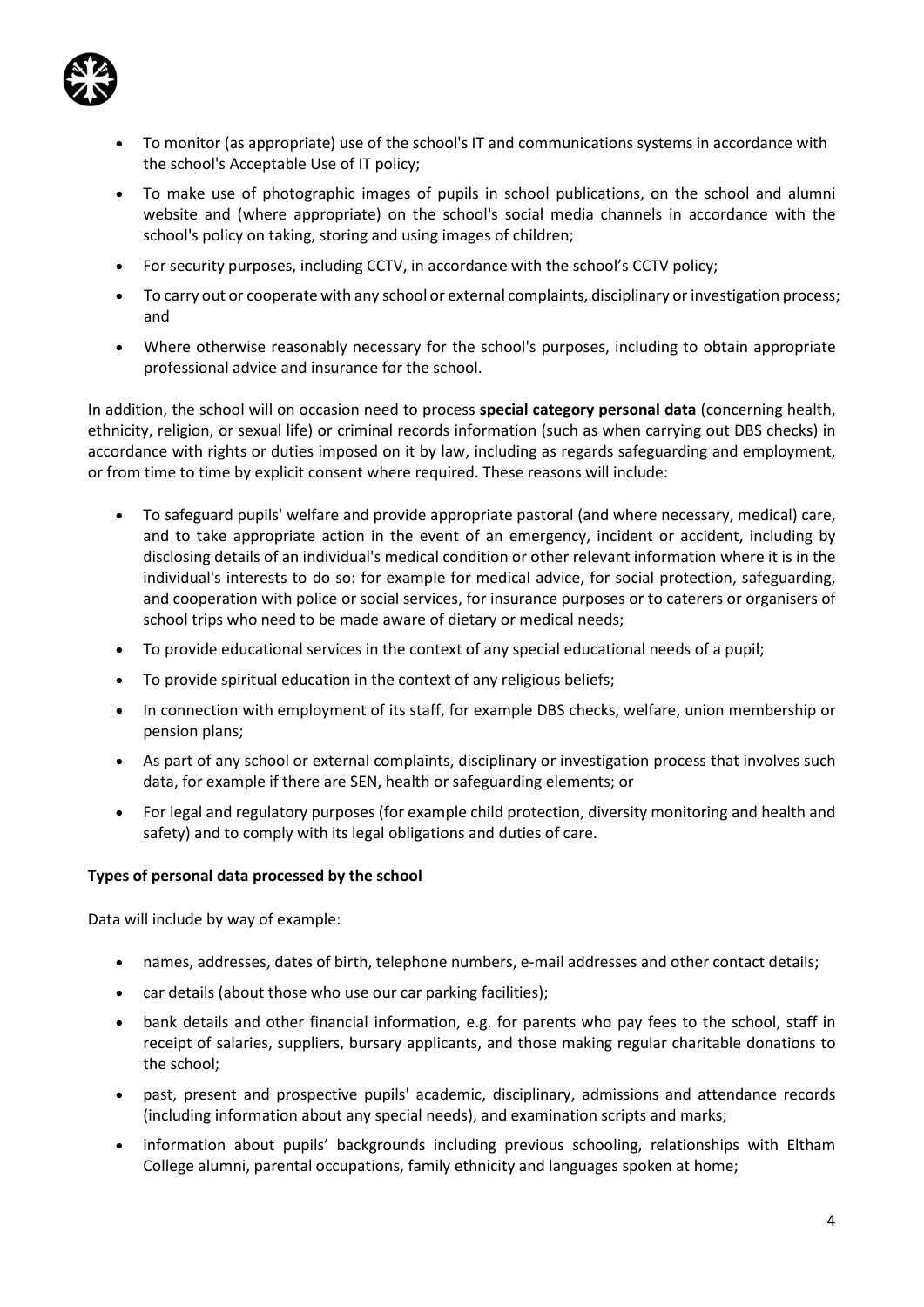- To monitor (as appropriate) use of the school's IT and communications systems in accordance with the school's Acceptable Use of IT policy;
- To make use of photographic images of pupils in school publications, on the school and alumni website and (where appropriate) on the school's social media channels in accordance with the school's policy on taking, storing and using images of children;
- For security purposes, including CCTV, in accordance with the school's CCTV policy;
- To carry out or cooperate with any school or external complaints, disciplinary or investigation process; and
- Where otherwise reasonably necessary for the school's purposes, including to obtain appropriate professional advice and insurance for the school.

In addition, the school will on occasion need to process **special category personal data** (concerning health, ethnicity, religion, or sexual life) or criminal records information (such as when carrying out DBS checks) in accordance with rights or duties imposed on it by law, including as regards safeguarding and employment, or from time to time by explicit consent where required. These reasons will include:

- To safeguard pupils' welfare and provide appropriate pastoral (and where necessary, medical) care, and to take appropriate action in the event of an emergency, incident or accident, including by disclosing details of an individual's medical condition or other relevant information where it is in the individual's interests to do so: for example for medical advice, for social protection, safeguarding, and cooperation with police or social services, for insurance purposes or to caterers or organisers of school trips who need to be made aware of dietary or medical needs;
- To provide educational services in the context of any special educational needs of a pupil;
- To provide spiritual education in the context of any religious beliefs;
- In connection with employment of its staff, for example DBS checks, welfare, union membership or pension plans;
- As part of any school or external complaints, disciplinary or investigation process that involves such data, for example if there are SEN, health or safeguarding elements; or
- For legal and regulatory purposes (for example child protection, diversity monitoring and health and safety) and to comply with its legal obligations and duties of care.

**Types of personal data processed by the school**

Data will include by way of example:

- names, addresses, dates of birth, telephone numbers, e-mail addresses and other contact details;
- car details (about those who use our car parking facilities);
- bank details and other financial information, e.g. for parents who pay fees to the school, staff in receipt of salaries, suppliers, bursary applicants, and those making regular charitable donations to the school;
- past, present and prospective pupils' academic, disciplinary, admissions and attendance records (including information about any special needs), and examination scripts and marks;
- information about pupils' backgrounds including previous schooling, relationships with Eltham College alumni, parental occupations, family ethnicity and languages spoken at home;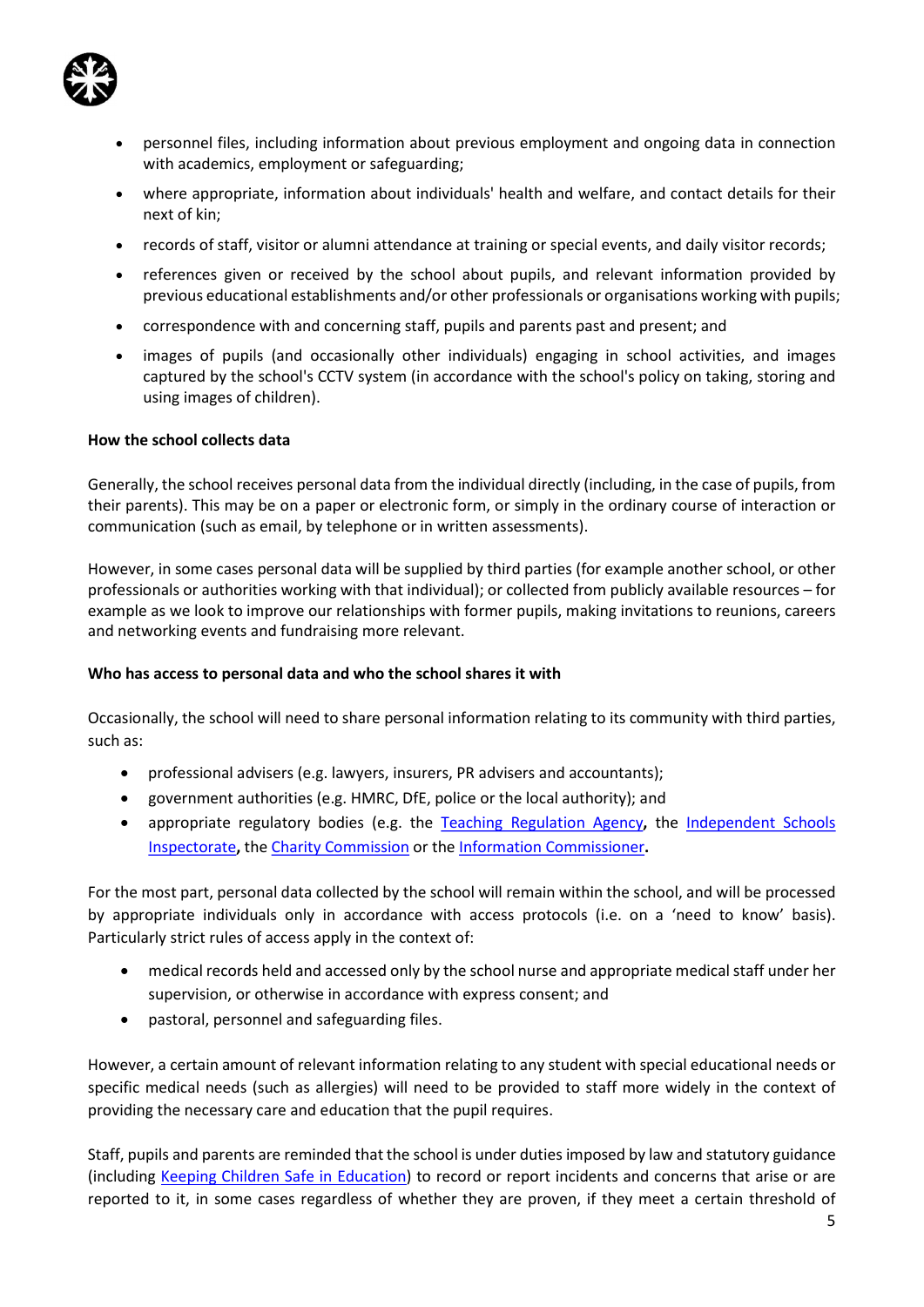- personnel files, including information about previous employment and ongoing data in connection with academics, employment or safeguarding;
- where appropriate, information about individuals' health and welfare, and contact details for their next of kin;
- records of staff, visitor or alumni attendance at training or special events, and daily visitor records;
- references given or received by the school about pupils, and relevant information provided by previous educational establishments and/or other professionals or organisations working with pupils;
- correspondence with and concerning staff, pupils and parents past and present; and
- images of pupils (and occasionally other individuals) engaging in school activities, and images captured by the school's CCTV system (in accordance with the school's policy on taking, storing and using images of children).

**How the school collects data**

Generally, the school receives personal data from the individual directly (including, in the case of pupils, from their parents). This may be on a paper or electronic form, or simply in the ordinary course of interaction or communication (such as email, by telephone or in written assessments).

However, in some cases personal data will be supplied by third parties (for example another school, or other professionals or authorities working with that individual); or collected from publicly available resources – for example as we look to improve our relationships with former pupils, making invitations to reunions, careers and networking events and fundraising more relevant.

**Who has access to personal data and who the school shares it with**

Occasionally, the school will need to share personal information relating to its community with third parties, such as:

- professional advisers (e.g. lawyers, insurers, PR advisers and accountants);
- government authorities (e.g. HMRC, DfE, police or the local authority); and
- appropriate regulatory bodies (e.g. the Teaching Regulation Agency**,** the Independent Schools Inspectorate**,** the Charity Commission or the Information Commissioner**.**

For the most part, personal data collected by the school will remain within the school, and will be processed by appropriate individuals only in accordance with access protocols (i.e. on a 'need to know' basis). Particularly strict rules of access apply in the context of:

- medical records held and accessed only by the school nurse and appropriate medical staff under her supervision, or otherwise in accordance with express consent; and
- pastoral, personnel and safeguarding files.

However, a certain amount of relevant information relating to any student with special educational needs or specific medical needs (such as allergies) will need to be provided to staff more widely in the context of providing the necessary care and education that the pupil requires.

Staff, pupils and parents are reminded that the school is under duties imposed by law and statutory guidance (including Keeping Children Safe in Education) to record or report incidents and concerns that arise or are reported to it, in some cases regardless of whether they are proven, if they meet a certain threshold of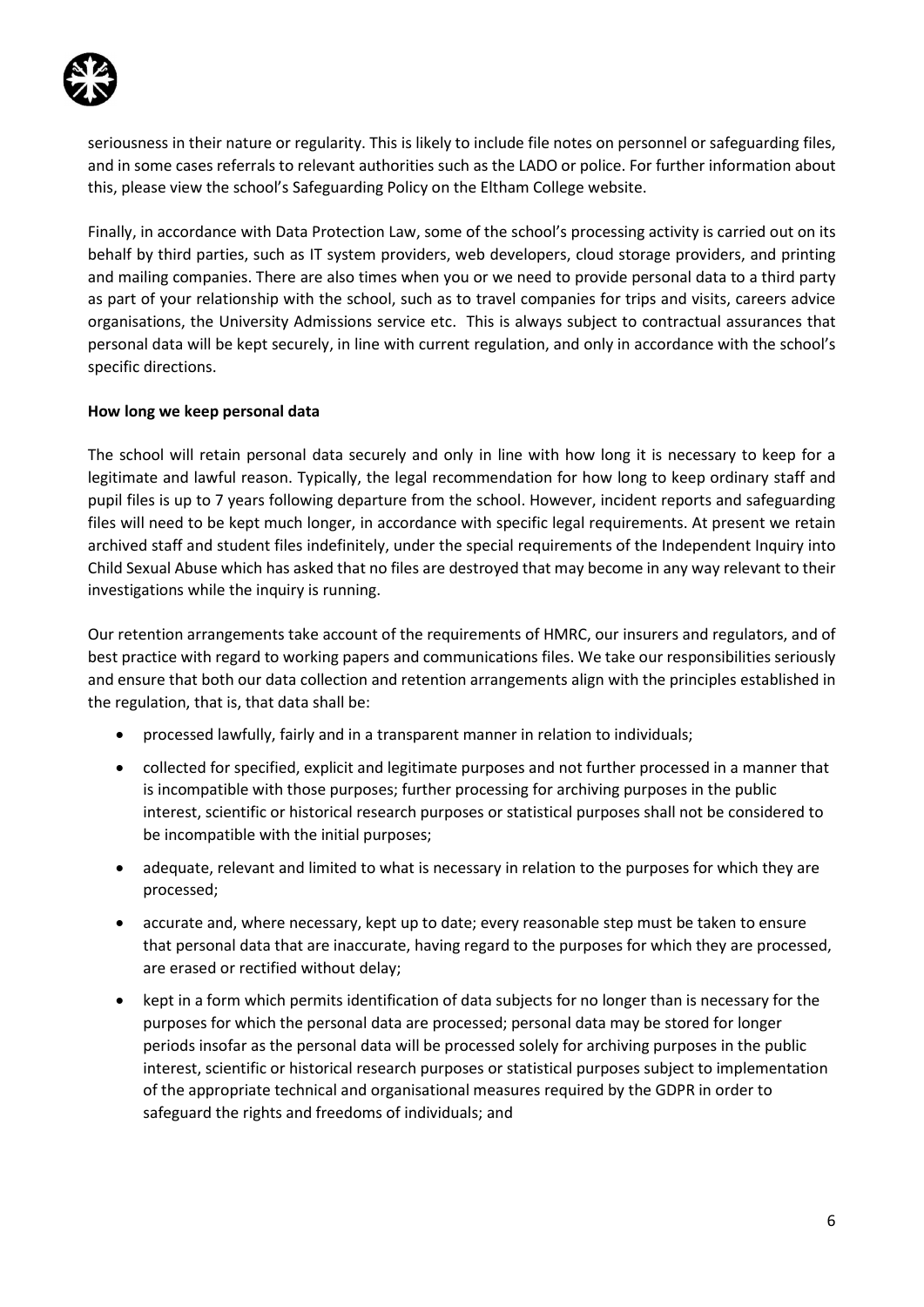seriousness in their nature or regularity. This is likely to include file notes on personnel or safeguarding files, and in some cases referrals to relevant authorities such as the LADO or police. For further information about this, please view the school's Safeguarding Policy on the Eltham College website.

Finally, in accordance with Data Protection Law, some of the school's processing activity is carried out on its behalf by third parties, such as IT system providers, web developers, cloud storage providers, and printing and mailing companies. There are also times when you or we need to provide personal data to a third party as part of your relationship with the school, such as to travel companies for trips and visits, careers advice organisations, the University Admissions service etc. This is always subject to contractual assurances that personal data will be kept securely, in line with current regulation, and only in accordance with the school's specific directions.

**How long we keep personal data**

The school will retain personal data securely and only in line with how long it is necessary to keep for a legitimate and lawful reason. Typically, the legal recommendation for how long to keep ordinary staff and pupil files is up to 7 years following departure from the school. However, incident reports and safeguarding files will need to be kept much longer, in accordance with specific legal requirements. At present we retain archived staff and student files indefinitely, under the special requirements of the Independent Inquiry into Child Sexual Abuse which has asked that no files are destroyed that may become in any way relevant to their investigations while the inquiry is running.

Our retention arrangements take account of the requirements of HMRC, our insurers and regulators, and of best practice with regard to working papers and communications files. We take our responsibilities seriously and ensure that both our data collection and retention arrangements align with the principles established in the regulation, that is, that data shall be:

- processed lawfully, fairly and in a transparent manner in relation to individuals;
- collected for specified, explicit and legitimate purposes and not further processed in a manner that is incompatible with those purposes; further processing for archiving purposes in the public interest, scientific or historical research purposes or statistical purposes shall not be considered to be incompatible with the initial purposes;
- adequate, relevant and limited to what is necessary in relation to the purposes for which they are processed;
- accurate and, where necessary, kept up to date; every reasonable step must be taken to ensure that personal data that are inaccurate, having regard to the purposes for which they are processed, are erased or rectified without delay;
- kept in a form which permits identification of data subjects for no longer than is necessary for the purposes for which the personal data are processed; personal data may be stored for longer periods insofar as the personal data will be processed solely for archiving purposes in the public interest, scientific or historical research purposes or statistical purposes subject to implementation of the appropriate technical and organisational measures required by the GDPR in order to safeguard the rights and freedoms of individuals; and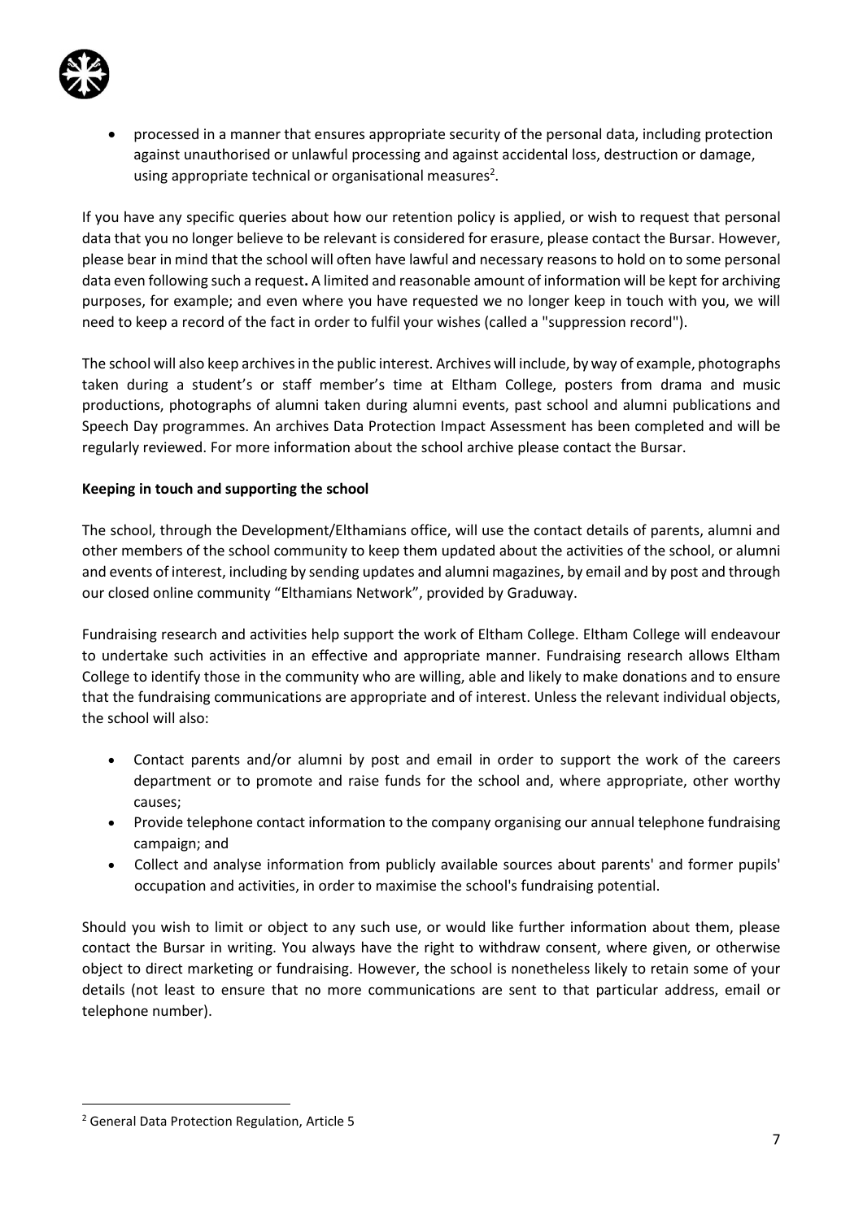- processed in a manner that ensures appropriate security of the personal data, including protection against unauthorised or unlawful processing and against accidental loss, destruction or damage, using appropriate technical or organisational measures[2].

If you have any specific queries about how our retention policy is applied, or wish to request that personal data that you no longer believe to be relevant is considered for erasure, please contact the Bursar. However, please bear in mind that the school will often have lawful and necessary reasons to hold on to some personal data even following such a request**.** A limited and reasonable amount of information will be kept for archiving purposes, for example; and even where you have requested we no longer keep in touch with you, we will need to keep a record of the fact in order to fulfil your wishes (called a "suppression record").

The school will also keep archives in the public interest. Archives will include, by way of example, photographs taken during a student's or staff member's time at Eltham College, posters from drama and music productions, photographs of alumni taken during alumni events, past school and alumni publications and Speech Day programmes. An archives Data Protection Impact Assessment has been completed and will be regularly reviewed. For more information about the school archive please contact the Bursar.

**Keeping in touch and supporting the school**

The school, through the Development/Elthamians office, will use the contact details of parents, alumni and other members of the school community to keep them updated about the activities of the school, or alumni and events of interest, including by sending updates and alumni magazines, by email and by post and through our closed online community "Elthamians Network", provided by Graduway.

Fundraising research and activities help support the work of Eltham College. Eltham College will endeavour to undertake such activities in an effective and appropriate manner. Fundraising research allows Eltham College to identify those in the community who are willing, able and likely to make donations and to ensure that the fundraising communications are appropriate and of interest. Unless the relevant individual objects, the school will also:

- Contact parents and/or alumni by post and email in order to support the work of the careers department or to promote and raise funds for the school and, where appropriate, other worthy causes;
- Provide telephone contact information to the company organising our annual telephone fundraising campaign; and
- Collect and analyse information from publicly available sources about parents' and former pupils' occupation and activities, in order to maximise the school's fundraising potential.

Should you wish to limit or object to any such use, or would like further information about them, please contact the Bursar in writing. You always have the right to withdraw consent, where given, or otherwise object to direct marketing or fundraising. However, the school is nonetheless likely to retain some of your details (not least to ensure that no more communications are sent to that particular address, email or telephone number).

[2] General Data Protection Regulation, Article 5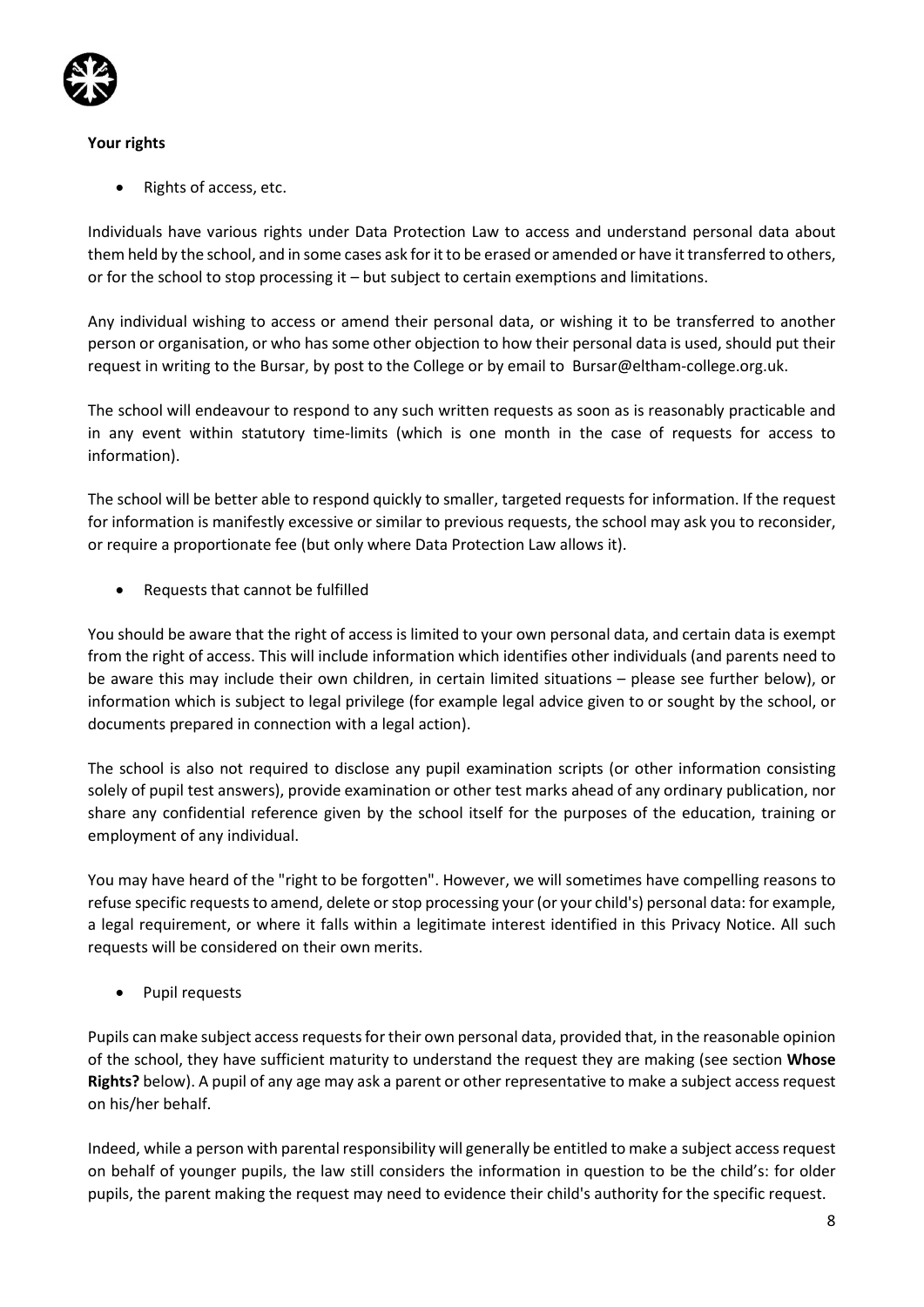**Your rights**

- Rights of access, etc.

Individuals have various rights under Data Protection Law to access and understand personal data about them held by the school, and in some cases ask for it to be erased or amended or have it transferred to others, or for the school to stop processing it – but subject to certain exemptions and limitations.

Any individual wishing to access or amend their personal data, or wishing it to be transferred to another person or organisation, or who has some other objection to how their personal data is used, should put their request in writing to the Bursar, by post to the College or by email to Bursar@eltham-college.org.uk.

The school will endeavour to respond to any such written requests as soon as is reasonably practicable and in any event within statutory time-limits (which is one month in the case of requests for access to information).

The school will be better able to respond quickly to smaller, targeted requests for information. If the request for information is manifestly excessive or similar to previous requests, the school may ask you to reconsider, or require a proportionate fee (but only where Data Protection Law allows it).

- Requests that cannot be fulfilled

You should be aware that the right of access is limited to your own personal data, and certain data is exempt from the right of access. This will include information which identifies other individuals (and parents need to be aware this may include their own children, in certain limited situations – please see further below), or information which is subject to legal privilege (for example legal advice given to or sought by the school, or documents prepared in connection with a legal action).

The school is also not required to disclose any pupil examination scripts (or other information consisting solely of pupil test answers), provide examination or other test marks ahead of any ordinary publication, nor share any confidential reference given by the school itself for the purposes of the education, training or employment of any individual.

You may have heard of the "right to be forgotten". However, we will sometimes have compelling reasons to refuse specific requests to amend, delete or stop processing your (or your child's) personal data: for example, a legal requirement, or where it falls within a legitimate interest identified in this Privacy Notice. All such requests will be considered on their own merits.

- Pupil requests

Pupils can make subject access requests for their own personal data, provided that, in the reasonable opinion of the school, they have sufficient maturity to understand the request they are making (see section **Whose Rights?** below). A pupil of any age may ask a parent or other representative to make a subject access request on his/her behalf.

Indeed, while a person with parental responsibility will generally be entitled to make a subject access request on behalf of younger pupils, the law still considers the information in question to be the child's: for older pupils, the parent making the request may need to evidence their child's authority for the specific request.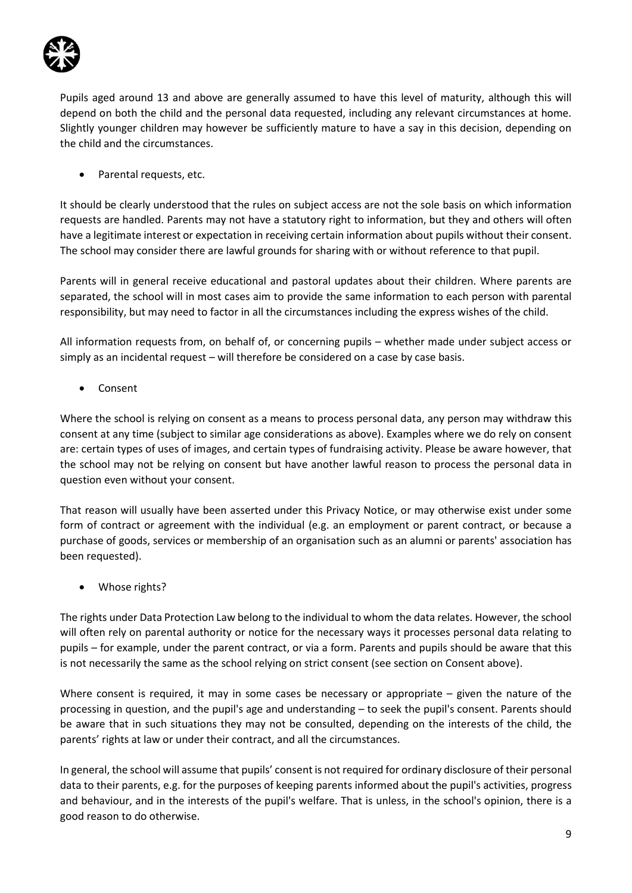Pupils aged around 13 and above are generally assumed to have this level of maturity, although this will depend on both the child and the personal data requested, including any relevant circumstances at home. Slightly younger children may however be sufficiently mature to have a say in this decision, depending on the child and the circumstances.

- Parental requests, etc.

It should be clearly understood that the rules on subject access are not the sole basis on which information requests are handled. Parents may not have a statutory right to information, but they and others will often have a legitimate interest or expectation in receiving certain information about pupils without their consent. The school may consider there are lawful grounds for sharing with or without reference to that pupil.

Parents will in general receive educational and pastoral updates about their children. Where parents are separated, the school will in most cases aim to provide the same information to each person with parental responsibility, but may need to factor in all the circumstances including the express wishes of the child.

All information requests from, on behalf of, or concerning pupils – whether made under subject access or simply as an incidental request – will therefore be considered on a case by case basis.

- Consent

Where the school is relying on consent as a means to process personal data, any person may withdraw this consent at any time (subject to similar age considerations as above). Examples where we do rely on consent are: certain types of uses of images, and certain types of fundraising activity. Please be aware however, that the school may not be relying on consent but have another lawful reason to process the personal data in question even without your consent.

That reason will usually have been asserted under this Privacy Notice, or may otherwise exist under some form of contract or agreement with the individual (e.g. an employment or parent contract, or because a purchase of goods, services or membership of an organisation such as an alumni or parents' association has been requested).

- Whose rights?

The rights under Data Protection Law belong to the individual to whom the data relates. However, the school will often rely on parental authority or notice for the necessary ways it processes personal data relating to pupils – for example, under the parent contract, or via a form. Parents and pupils should be aware that this is not necessarily the same as the school relying on strict consent (see section on Consent above).

Where consent is required, it may in some cases be necessary or appropriate – given the nature of the processing in question, and the pupil's age and understanding – to seek the pupil's consent. Parents should be aware that in such situations they may not be consulted, depending on the interests of the child, the parents' rights at law or under their contract, and all the circumstances.

In general, the school will assume that pupils' consent is not required for ordinary disclosure of their personal data to their parents, e.g. for the purposes of keeping parents informed about the pupil's activities, progress and behaviour, and in the interests of the pupil's welfare. That is unless, in the school's opinion, there is a good reason to do otherwise.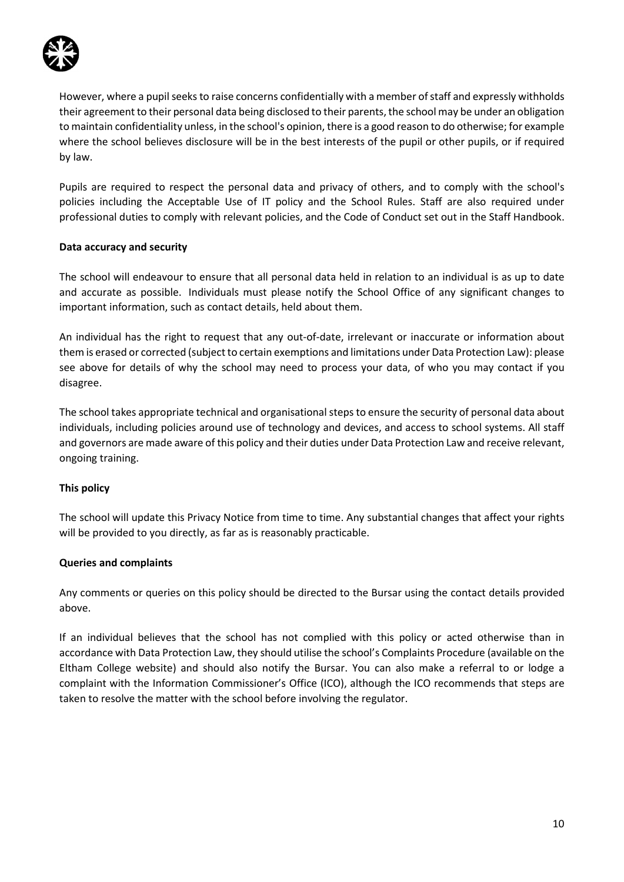However, where a pupil seeks to raise concerns confidentially with a member of staff and expressly withholds their agreement to their personal data being disclosed to their parents, the school may be under an obligation to maintain confidentiality unless, in the school's opinion, there is a good reason to do otherwise; for example where the school believes disclosure will be in the best interests of the pupil or other pupils, or if required by law.

Pupils are required to respect the personal data and privacy of others, and to comply with the school's policies including the Acceptable Use of IT policy and the School Rules. Staff are also required under professional duties to comply with relevant policies, and the Code of Conduct set out in the Staff Handbook.

**Data accuracy and security**

The school will endeavour to ensure that all personal data held in relation to an individual is as up to date and accurate as possible. Individuals must please notify the School Office of any significant changes to important information, such as contact details, held about them.

An individual has the right to request that any out-of-date, irrelevant or inaccurate or information about them is erased or corrected (subject to certain exemptions and limitations under Data Protection Law): please see above for details of why the school may need to process your data, of who you may contact if you disagree.

The school takes appropriate technical and organisational steps to ensure the security of personal data about individuals, including policies around use of technology and devices, and access to school systems. All staff and governors are made aware of this policy and their duties under Data Protection Law and receive relevant, ongoing training.

**This policy**

The school will update this Privacy Notice from time to time. Any substantial changes that affect your rights will be provided to you directly, as far as is reasonably practicable.

**Queries and complaints**

Any comments or queries on this policy should be directed to the Bursar using the contact details provided above.

If an individual believes that the school has not complied with this policy or acted otherwise than in accordance with Data Protection Law, they should utilise the school's Complaints Procedure (available on the Eltham College website) and should also notify the Bursar. You can also make a referral to or lodge a complaint with the Information Commissioner's Office (ICO), although the ICO recommends that steps are taken to resolve the matter with the school before involving the regulator.